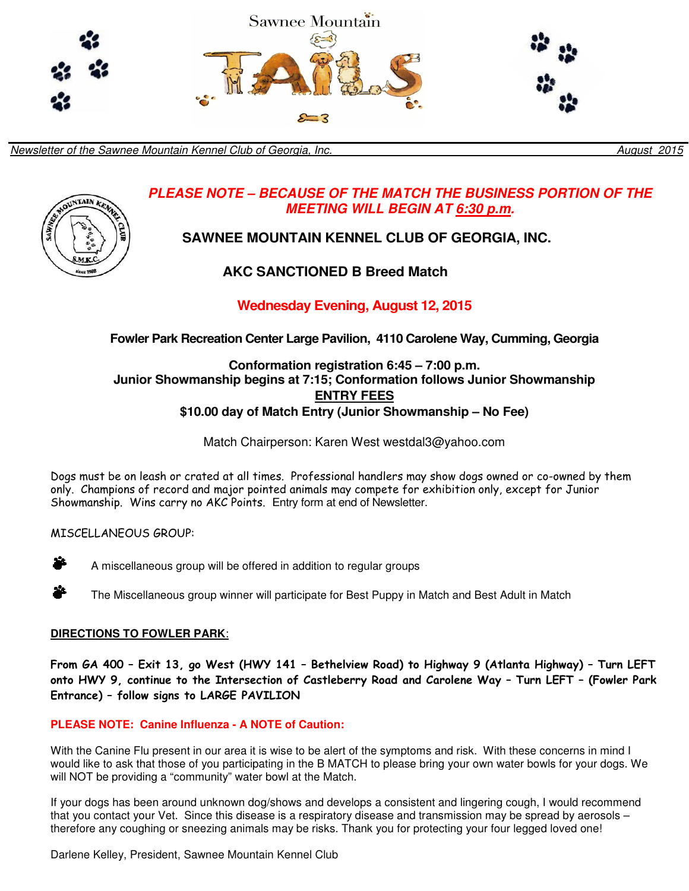# Sawnee Mountain TAILS

*Newsletter of the Sawnee Mountain Kennel Club of Georgia, Inc.* — *August 2015*

***PLEASE NOTE – BECAUSE OF THE MATCH THE BUSINESS PORTION OF THE MEETING WILL BEGIN AT 6:30 p.m.***

## SAWNEE MOUNTAIN KENNEL CLUB OF GEORGIA, INC.

### AKC SANCTIONED B Breed Match

**Wednesday Evening, August 12, 2015**

**Fowler Park Recreation Center Large Pavilion, 4110 Carolene Way, Cumming, Georgia**

**Conformation registration 6:45 – 7:00 p.m.**
**Junior Showmanship begins at 7:15; Conformation follows Junior Showmanship**

**ENTRY FEES**

**$10.00 day of Match Entry (Junior Showmanship – No Fee)**

Match Chairperson: Karen West westdal3@yahoo.com

Dogs must be on leash or crated at all times. Professional handlers may show dogs owned or co-owned by them only. Champions of record and major pointed animals may compete for exhibition only, except for Junior Showmanship. Wins carry no AKC Points. Entry form at end of Newsletter.

MISCELLANEOUS GROUP:

- A miscellaneous group will be offered in addition to regular groups
- The Miscellaneous group winner will participate for Best Puppy in Match and Best Adult in Match

**DIRECTIONS TO FOWLER PARK**:

**From GA 400 – Exit 13, go West (HWY 141 – Bethelview Road) to Highway 9 (Atlanta Highway) – Turn LEFT onto HWY 9, continue to the Intersection of Castleberry Road and Carolene Way – Turn LEFT – (Fowler Park Entrance) – follow signs to LARGE PAVILION**

**PLEASE NOTE: Canine Influenza - A NOTE of Caution:**

With the Canine Flu present in our area it is wise to be alert of the symptoms and risk. With these concerns in mind I would like to ask that those of you participating in the B MATCH to please bring your own water bowls for your dogs. We will NOT be providing a "community" water bowl at the Match.

If your dogs has been around unknown dog/shows and develops a consistent and lingering cough, I would recommend that you contact your Vet. Since this disease is a respiratory disease and transmission may be spread by aerosols – therefore any coughing or sneezing animals may be risks. Thank you for protecting your four legged loved one!

Darlene Kelley, President, Sawnee Mountain Kennel Club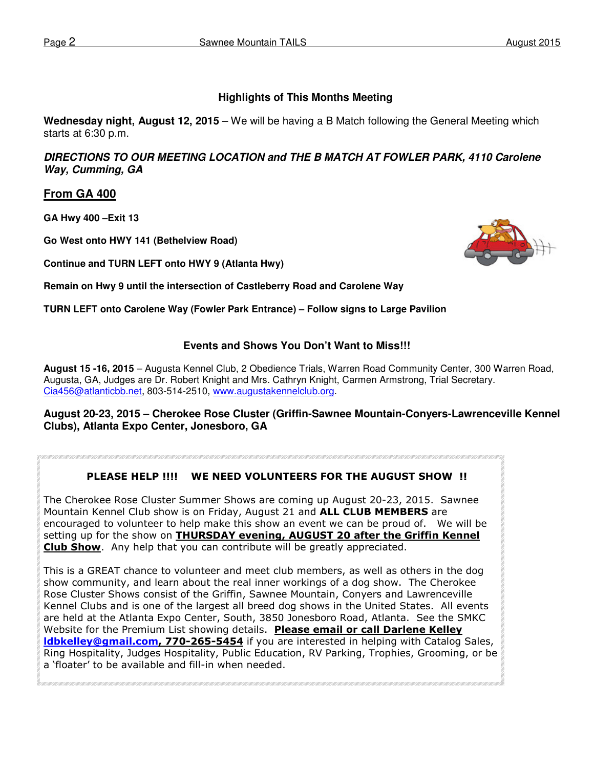## Highlights of This Months Meeting

**Wednesday night, August 12, 2015** – We will be having a B Match following the General Meeting which starts at 6:30 p.m.

***DIRECTIONS TO OUR MEETING LOCATION and THE B MATCH AT FOWLER PARK, 4110 Carolene Way, Cumming, GA***

### From GA 400

**GA Hwy 400 –Exit 13**

**Go West onto HWY 141 (Bethelview Road)**

**Continue and TURN LEFT onto HWY 9 (Atlanta Hwy)**

**Remain on Hwy 9 until the intersection of Castleberry Road and Carolene Way**

**TURN LEFT onto Carolene Way (Fowler Park Entrance) – Follow signs to Large Pavilion**

## Events and Shows You Don't Want to Miss!!!

**August 15 -16, 2015** – Augusta Kennel Club, 2 Obedience Trials, Warren Road Community Center, 300 Warren Road, Augusta, GA, Judges are Dr. Robert Knight and Mrs. Cathryn Knight, Carmen Armstrong, Trial Secretary. Cia456@atlanticbb.net, 803-514-2510, www.augustakennelclub.org.

**August 20-23, 2015 – Cherokee Rose Cluster (Griffin-Sawnee Mountain-Conyers-Lawrenceville Kennel Clubs), Atlanta Expo Center, Jonesboro, GA**

**PLEASE HELP !!!! WE NEED VOLUNTEERS FOR THE AUGUST SHOW !!**

The Cherokee Rose Cluster Summer Shows are coming up August 20-23, 2015. Sawnee Mountain Kennel Club show is on Friday, August 21 and **ALL CLUB MEMBERS** are encouraged to volunteer to help make this show an event we can be proud of. We will be setting up for the show on **THURSDAY evening, AUGUST 20 after the Griffin Kennel Club Show**. Any help that you can contribute will be greatly appreciated.

This is a GREAT chance to volunteer and meet club members, as well as others in the dog show community, and learn about the real inner workings of a dog show. The Cherokee Rose Cluster Shows consist of the Griffin, Sawnee Mountain, Conyers and Lawrenceville Kennel Clubs and is one of the largest all breed dog shows in the United States. All events are held at the Atlanta Expo Center, South, 3850 Jonesboro Road, Atlanta. See the SMKC Website for the Premium List showing details. **Please email or call Darlene Kelley ldbkelley@gmail.com, 770-265-5454** if you are interested in helping with Catalog Sales, Ring Hospitality, Judges Hospitality, Public Education, RV Parking, Trophies, Grooming, or be a 'floater' to be available and fill-in when needed.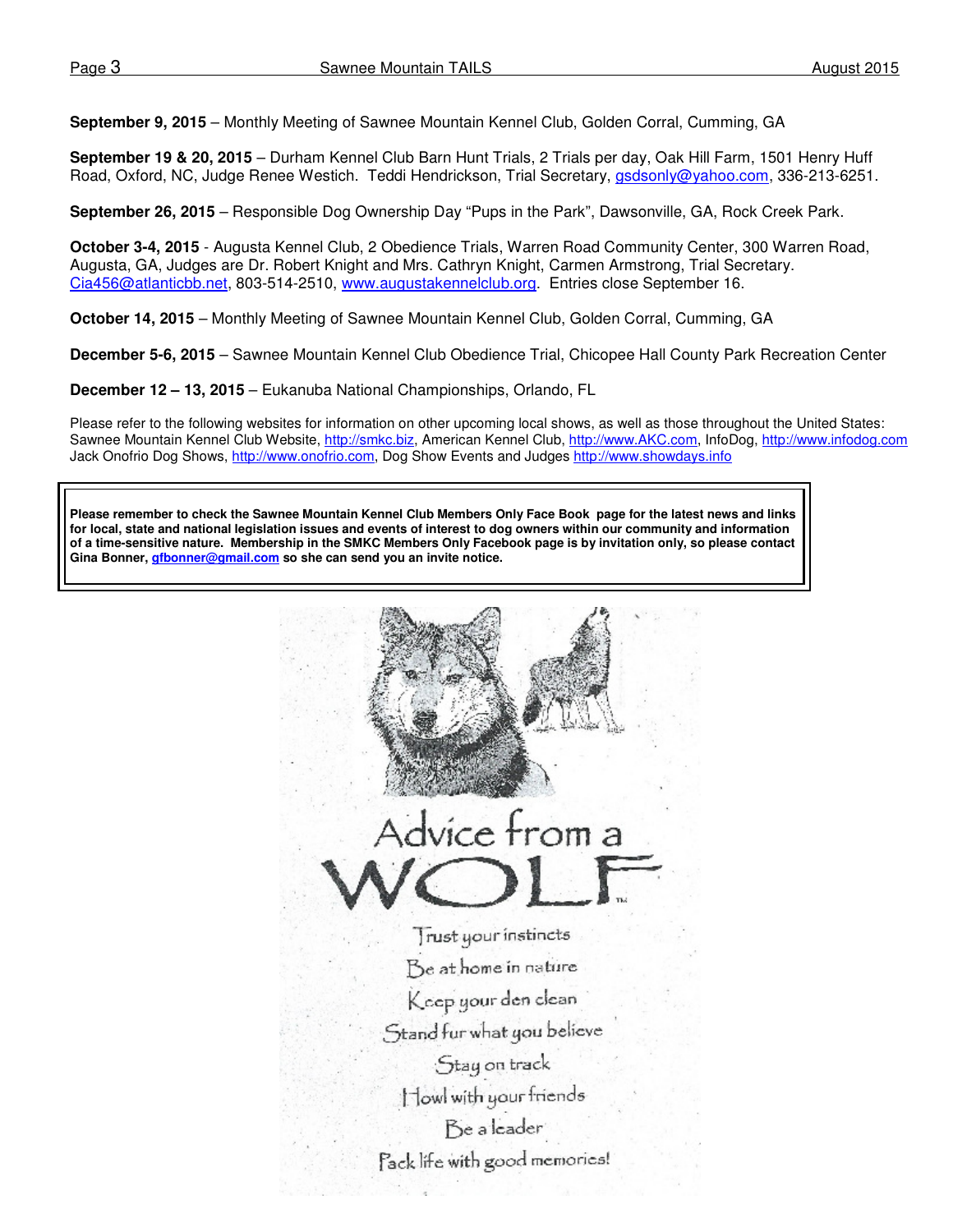**September 9, 2015** – Monthly Meeting of Sawnee Mountain Kennel Club, Golden Corral, Cumming, GA

**September 19 & 20, 2015** – Durham Kennel Club Barn Hunt Trials, 2 Trials per day, Oak Hill Farm, 1501 Henry Huff Road, Oxford, NC, Judge Renee Westich. Teddi Hendrickson, Trial Secretary, gsdsonly@yahoo.com, 336-213-6251.

**September 26, 2015** – Responsible Dog Ownership Day "Pups in the Park", Dawsonville, GA, Rock Creek Park.

**October 3-4, 2015** - Augusta Kennel Club, 2 Obedience Trials, Warren Road Community Center, 300 Warren Road, Augusta, GA, Judges are Dr. Robert Knight and Mrs. Cathryn Knight, Carmen Armstrong, Trial Secretary. Cia456@atlanticbb.net, 803-514-2510, www.augustakennelclub.org. Entries close September 16.

**October 14, 2015** – Monthly Meeting of Sawnee Mountain Kennel Club, Golden Corral, Cumming, GA

**December 5-6, 2015** – Sawnee Mountain Kennel Club Obedience Trial, Chicopee Hall County Park Recreation Center

**December 12 – 13, 2015** – Eukanuba National Championships, Orlando, FL

Please refer to the following websites for information on other upcoming local shows, as well as those throughout the United States: Sawnee Mountain Kennel Club Website, http://smkc.biz, American Kennel Club, http://www.AKC.com, InfoDog, http://www.infodog.com Jack Onofrio Dog Shows, http://www.onofrio.com, Dog Show Events and Judges http://www.showdays.info

**Please remember to check the Sawnee Mountain Kennel Club Members Only Face Book page for the latest news and links for local, state and national legislation issues and events of interest to dog owners within our community and information of a time-sensitive nature. Membership in the SMKC Members Only Facebook page is by invitation only, so please contact Gina Bonner, gfbonner@gmail.com so she can send you an invite notice.**

Advice from a WOLF™

Trust your instincts
Be at home in nature
Keep your den clean
Stand fur what you believe
Stay on track
Howl with your friends
Be a leader
Pack life with good memories!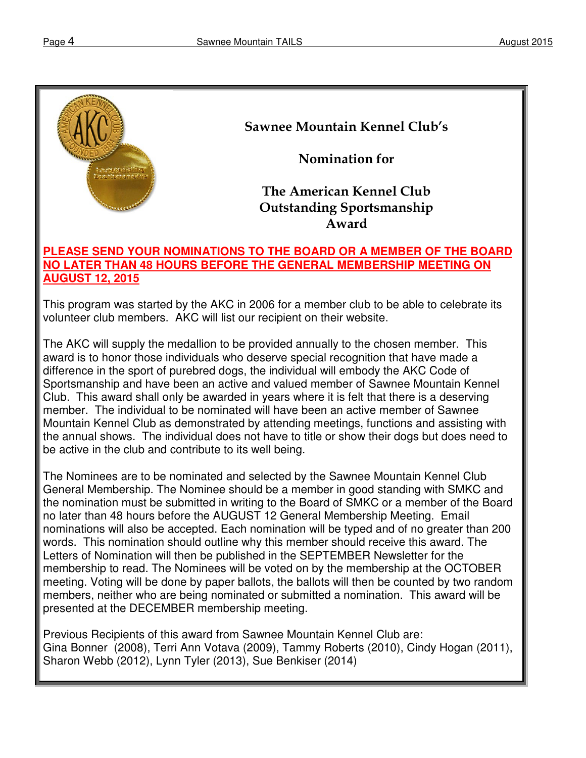# Sawnee Mountain Kennel Club's

## Nomination for

## The American Kennel Club Outstanding Sportsmanship Award

**PLEASE SEND YOUR NOMINATIONS TO THE BOARD OR A MEMBER OF THE BOARD NO LATER THAN 48 HOURS BEFORE THE GENERAL MEMBERSHIP MEETING ON AUGUST 12, 2015**

This program was started by the AKC in 2006 for a member club to be able to celebrate its volunteer club members. AKC will list our recipient on their website.

The AKC will supply the medallion to be provided annually to the chosen member. This award is to honor those individuals who deserve special recognition that have made a difference in the sport of purebred dogs, the individual will embody the AKC Code of Sportsmanship and have been an active and valued member of Sawnee Mountain Kennel Club. This award shall only be awarded in years where it is felt that there is a deserving member. The individual to be nominated will have been an active member of Sawnee Mountain Kennel Club as demonstrated by attending meetings, functions and assisting with the annual shows. The individual does not have to title or show their dogs but does need to be active in the club and contribute to its well being.

The Nominees are to be nominated and selected by the Sawnee Mountain Kennel Club General Membership. The Nominee should be a member in good standing with SMKC and the nomination must be submitted in writing to the Board of SMKC or a member of the Board no later than 48 hours before the AUGUST 12 General Membership Meeting. Email nominations will also be accepted. Each nomination will be typed and of no greater than 200 words. This nomination should outline why this member should receive this award. The Letters of Nomination will then be published in the SEPTEMBER Newsletter for the membership to read. The Nominees will be voted on by the membership at the OCTOBER meeting. Voting will be done by paper ballots, the ballots will then be counted by two random members, neither who are being nominated or submitted a nomination. This award will be presented at the DECEMBER membership meeting.

Previous Recipients of this award from Sawnee Mountain Kennel Club are:
Gina Bonner (2008), Terri Ann Votava (2009), Tammy Roberts (2010), Cindy Hogan (2011), Sharon Webb (2012), Lynn Tyler (2013), Sue Benkiser (2014)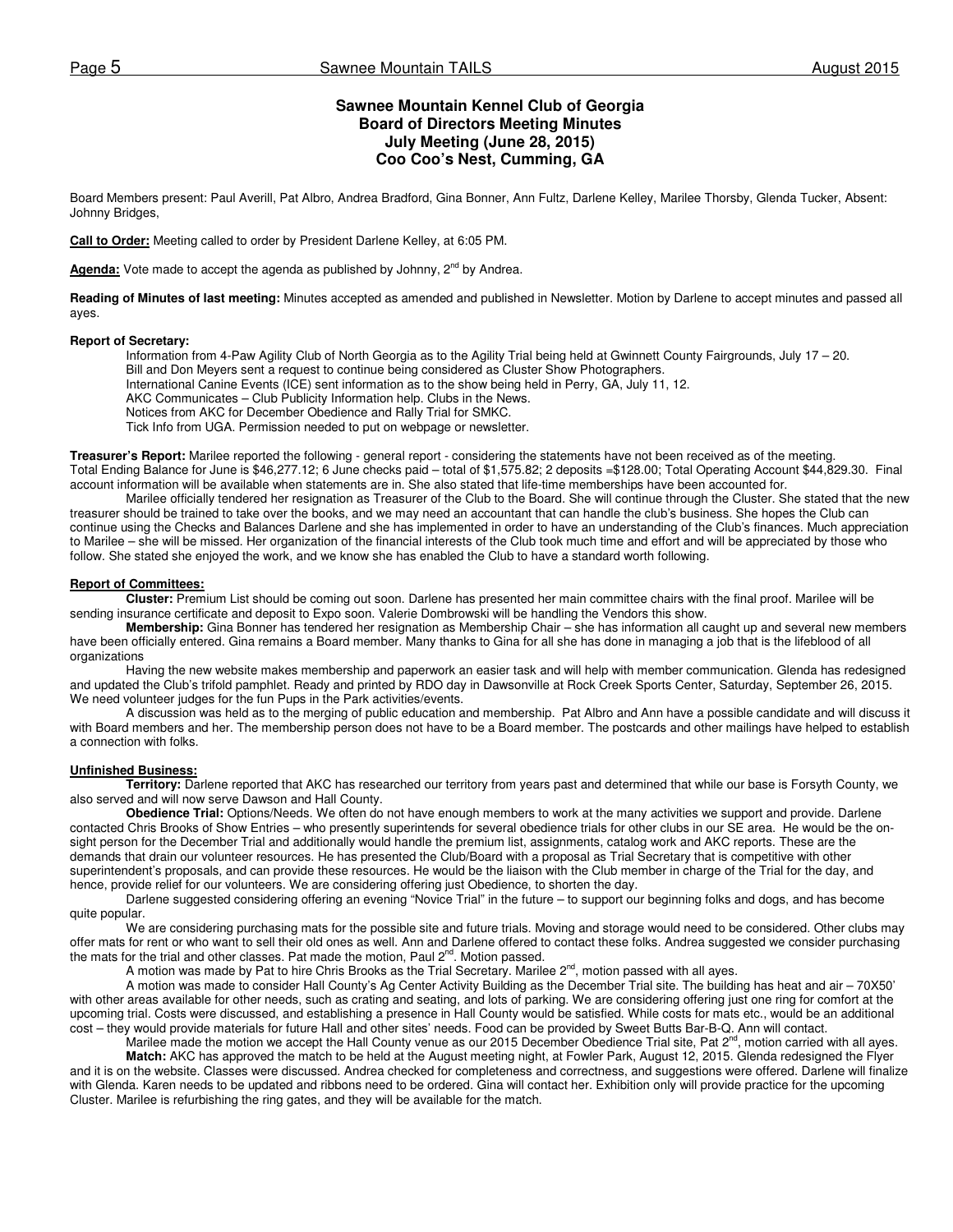## Sawnee Mountain Kennel Club of Georgia
## Board of Directors Meeting Minutes
## July Meeting (June 28, 2015)
## Coo Coo's Nest, Cumming, GA

Board Members present: Paul Averill, Pat Albro, Andrea Bradford, Gina Bonner, Ann Fultz, Darlene Kelley, Marilee Thorsby, Glenda Tucker, Absent: Johnny Bridges,

**Call to Order:** Meeting called to order by President Darlene Kelley, at 6:05 PM.

**Agenda:** Vote made to accept the agenda as published by Johnny, 2nd by Andrea.

**Reading of Minutes of last meeting:** Minutes accepted as amended and published in Newsletter. Motion by Darlene to accept minutes and passed all ayes.

**Report of Secretary:**

Information from 4-Paw Agility Club of North Georgia as to the Agility Trial being held at Gwinnett County Fairgrounds, July 17 – 20.
Bill and Don Meyers sent a request to continue being considered as Cluster Show Photographers.
International Canine Events (ICE) sent information as to the show being held in Perry, GA, July 11, 12.
AKC Communicates – Club Publicity Information help. Clubs in the News.
Notices from AKC for December Obedience and Rally Trial for SMKC.
Tick Info from UGA. Permission needed to put on webpage or newsletter.

**Treasurer's Report:** Marilee reported the following - general report - considering the statements have not been received as of the meeting. Total Ending Balance for June is $46,277.12; 6 June checks paid – total of $1,575.82; 2 deposits =$128.00; Total Operating Account $44,829.30. Final account information will be available when statements are in. She also stated that life-time memberships have been accounted for.

Marilee officially tendered her resignation as Treasurer of the Club to the Board. She will continue through the Cluster. She stated that the new treasurer should be trained to take over the books, and we may need an accountant that can handle the club's business. She hopes the Club can continue using the Checks and Balances Darlene and she has implemented in order to have an understanding of the Club's finances. Much appreciation to Marilee – she will be missed. Her organization of the financial interests of the Club took much time and effort and will be appreciated by those who follow. She stated she enjoyed the work, and we know she has enabled the Club to have a standard worth following.

**Report of Committees:**

**Cluster:** Premium List should be coming out soon. Darlene has presented her main committee chairs with the final proof. Marilee will be sending insurance certificate and deposit to Expo soon. Valerie Dombrowski will be handling the Vendors this show.

**Membership:** Gina Bonner has tendered her resignation as Membership Chair – she has information all caught up and several new members have been officially entered. Gina remains a Board member. Many thanks to Gina for all she has done in managing a job that is the lifeblood of all organizations

Having the new website makes membership and paperwork an easier task and will help with member communication. Glenda has redesigned and updated the Club's trifold pamphlet. Ready and printed by RDO day in Dawsonville at Rock Creek Sports Center, Saturday, September 26, 2015. We need volunteer judges for the fun Pups in the Park activities/events.

A discussion was held as to the merging of public education and membership. Pat Albro and Ann have a possible candidate and will discuss it with Board members and her. The membership person does not have to be a Board member. The postcards and other mailings have helped to establish a connection with folks.

**Unfinished Business:**

**Territory:** Darlene reported that AKC has researched our territory from years past and determined that while our base is Forsyth County, we also served and will now serve Dawson and Hall County.

**Obedience Trial:** Options/Needs. We often do not have enough members to work at the many activities we support and provide. Darlene contacted Chris Brooks of Show Entries – who presently superintends for several obedience trials for other clubs in our SE area. He would be the on-sight person for the December Trial and additionally would handle the premium list, assignments, catalog work and AKC reports. These are the demands that drain our volunteer resources. He has presented the Club/Board with a proposal as Trial Secretary that is competitive with other superintendent's proposals, and can provide these resources. He would be the liaison with the Club member in charge of the Trial for the day, and hence, provide relief for our volunteers. We are considering offering just Obedience, to shorten the day.

Darlene suggested considering offering an evening "Novice Trial" in the future – to support our beginning folks and dogs, and has become quite popular.

We are considering purchasing mats for the possible site and future trials. Moving and storage would need to be considered. Other clubs may offer mats for rent or who want to sell their old ones as well. Ann and Darlene offered to contact these folks. Andrea suggested we consider purchasing the mats for the trial and other classes. Pat made the motion, Paul 2nd. Motion passed.

A motion was made by Pat to hire Chris Brooks as the Trial Secretary. Marilee 2nd, motion passed with all ayes.

A motion was made to consider Hall County's Ag Center Activity Building as the December Trial site. The building has heat and air – 70X50' with other areas available for other needs, such as crating and seating, and lots of parking. We are considering offering just one ring for comfort at the upcoming trial. Costs were discussed, and establishing a presence in Hall County would be satisfied. While costs for mats etc., would be an additional cost – they would provide materials for future Hall and other sites' needs. Food can be provided by Sweet Butts Bar-B-Q. Ann will contact.

Marilee made the motion we accept the Hall County venue as our 2015 December Obedience Trial site, Pat 2nd, motion carried with all ayes.

**Match:** AKC has approved the match to be held at the August meeting night, at Fowler Park, August 12, 2015. Glenda redesigned the Flyer and it is on the website. Classes were discussed. Andrea checked for completeness and correctness, and suggestions were offered. Darlene will finalize with Glenda. Karen needs to be updated and ribbons need to be ordered. Gina will contact her. Exhibition only will provide practice for the upcoming Cluster. Marilee is refurbishing the ring gates, and they will be available for the match.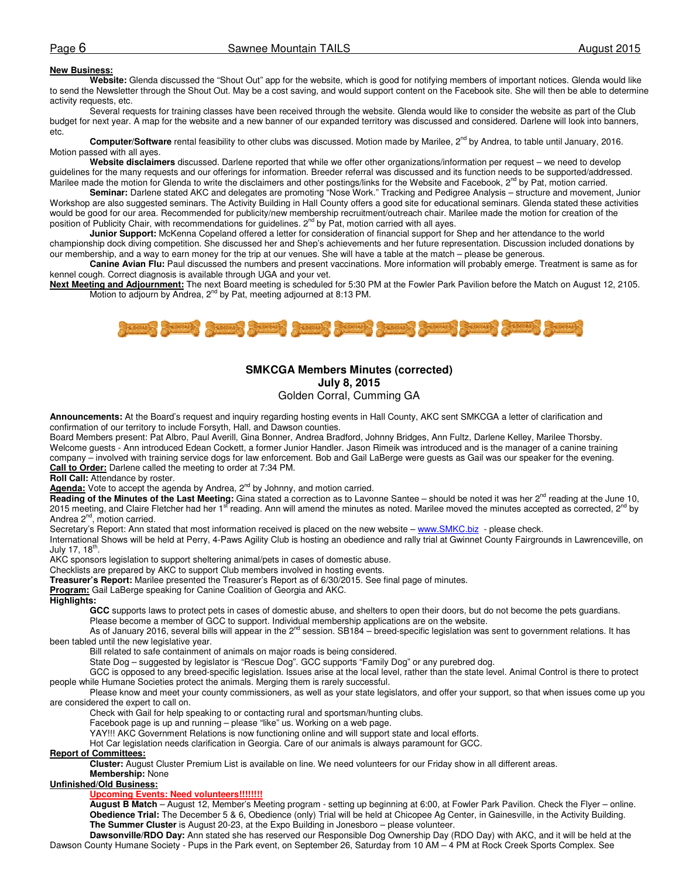**New Business:**

**Website:** Glenda discussed the "Shout Out" app for the website, which is good for notifying members of important notices. Glenda would like to send the Newsletter through the Shout Out. May be a cost saving, and would support content on the Facebook site. She will then be able to determine activity requests, etc.

Several requests for training classes have been received through the website. Glenda would like to consider the website as part of the Club budget for next year. A map for the website and a new banner of our expanded territory was discussed and considered. Darlene will look into banners, etc.

**Computer/Software** rental feasibility to other clubs was discussed. Motion made by Marilee, 2nd by Andrea, to table until January, 2016. Motion passed with all ayes.

**Website disclaimers** discussed. Darlene reported that while we offer other organizations/information per request – we need to develop guidelines for the many requests and our offerings for information. Breeder referral was discussed and its function needs to be supported/addressed. Marilee made the motion for Glenda to write the disclaimers and other postings/links for the Website and Facebook, 2nd by Pat, motion carried.

**Seminar:** Darlene stated AKC and delegates are promoting "Nose Work." Tracking and Pedigree Analysis – structure and movement, Junior Workshop are also suggested seminars. The Activity Building in Hall County offers a good site for educational seminars. Glenda stated these activities would be good for our area. Recommended for publicity/new membership recruitment/outreach chair. Marilee made the motion for creation of the position of Publicity Chair, with recommendations for guidelines. 2nd by Pat, motion carried with all ayes.

**Junior Support:** McKenna Copeland offered a letter for consideration of financial support for Shep and her attendance to the world championship dock diving competition. She discussed her and Shep's achievements and her future representation. Discussion included donations by our membership, and a way to earn money for the trip at our venues. She will have a table at the match – please be generous.

**Canine Avian Flu:** Paul discussed the numbers and present vaccinations. More information will probably emerge. Treatment is same as for kennel cough. Correct diagnosis is available through UGA and your vet.

**Next Meeting and Adjournment:** The next Board meeting is scheduled for 5:30 PM at the Fowler Park Pavilion before the Match on August 12, 2105. Motion to adjourn by Andrea, 2nd by Pat, meeting adjourned at 8:13 PM.

## SMKCGA Members Minutes (corrected)
### July 8, 2015
Golden Corral, Cumming GA

**Announcements:** At the Board's request and inquiry regarding hosting events in Hall County, AKC sent SMKCGA a letter of clarification and confirmation of our territory to include Forsyth, Hall, and Dawson counties.

Board Members present: Pat Albro, Paul Averill, Gina Bonner, Andrea Bradford, Johnny Bridges, Ann Fultz, Darlene Kelley, Marilee Thorsby.

Welcome guests - Ann introduced Edean Cockett, a former Junior Handler. Jason Rimeik was introduced and is the manager of a canine training company – involved with training service dogs for law enforcement. Bob and Gail LaBerge were guests as Gail was our speaker for the evening.

**Call to Order:** Darlene called the meeting to order at 7:34 PM.

**Roll Call:** Attendance by roster.

**Agenda:** Vote to accept the agenda by Andrea, 2nd by Johnny, and motion carried.

**Reading of the Minutes of the Last Meeting:** Gina stated a correction as to Lavonne Santee – should be noted it was her 2nd reading at the June 10, 2015 meeting, and Claire Fletcher had her 1st reading. Ann will amend the minutes as noted. Marilee moved the minutes accepted as corrected, 2nd by Andrea 2nd, motion carried.

Secretary's Report: Ann stated that most information received is placed on the new website – www.SMKC.biz - please check.

International Shows will be held at Perry, 4-Paws Agility Club is hosting an obedience and rally trial at Gwinnet County Fairgrounds in Lawrenceville, on July 17, 18th.

AKC sponsors legislation to support sheltering animal/pets in cases of domestic abuse.

Checklists are prepared by AKC to support Club members involved in hosting events.

**Treasurer's Report:** Marilee presented the Treasurer's Report as of 6/30/2015. See final page of minutes.

**Program:** Gail LaBerge speaking for Canine Coalition of Georgia and AKC.

**Highlights:**

**GCC** supports laws to protect pets in cases of domestic abuse, and shelters to open their doors, but do not become the pets guardians.

Please become a member of GCC to support. Individual membership applications are on the website.

As of January 2016, several bills will appear in the 2nd session. SB184 – breed-specific legislation was sent to government relations. It has been tabled until the new legislative year.

Bill related to safe containment of animals on major roads is being considered.

State Dog – suggested by legislator is "Rescue Dog". GCC supports "Family Dog" or any purebred dog.

GCC is opposed to any breed-specific legislation. Issues arise at the local level, rather than the state level. Animal Control is there to protect people while Humane Societies protect the animals. Merging them is rarely successful.

Please know and meet your county commissioners, as well as your state legislators, and offer your support, so that when issues come up you are considered the expert to call on.

Check with Gail for help speaking to or contacting rural and sportsman/hunting clubs.

Facebook page is up and running – please "like" us. Working on a web page.

YAY!!! AKC Government Relations is now functioning online and will support state and local efforts.

Hot Car legislation needs clarification in Georgia. Care of our animals is always paramount for GCC.

**Report of Committees:**

**Cluster:** August Cluster Premium List is available on line. We need volunteers for our Friday show in all different areas.

**Membership:** None

**Unfinished/Old Business:**

**Upcoming Events: Need volunteers!!!!!!!!**

**August B Match** – August 12, Member's Meeting program - setting up beginning at 6:00, at Fowler Park Pavilion. Check the Flyer – online.

**Obedience Trial:** The December 5 & 6, Obedience (only) Trial will be held at Chicopee Ag Center, in Gainesville, in the Activity Building.

**The Summer Cluster** is August 20-23, at the Expo Building in Jonesboro – please volunteer.

**Dawsonville/RDO Day:** Ann stated she has reserved our Responsible Dog Ownership Day (RDO Day) with AKC, and it will be held at the Dawson County Humane Society - Pups in the Park event, on September 26, Saturday from 10 AM – 4 PM at Rock Creek Sports Complex. See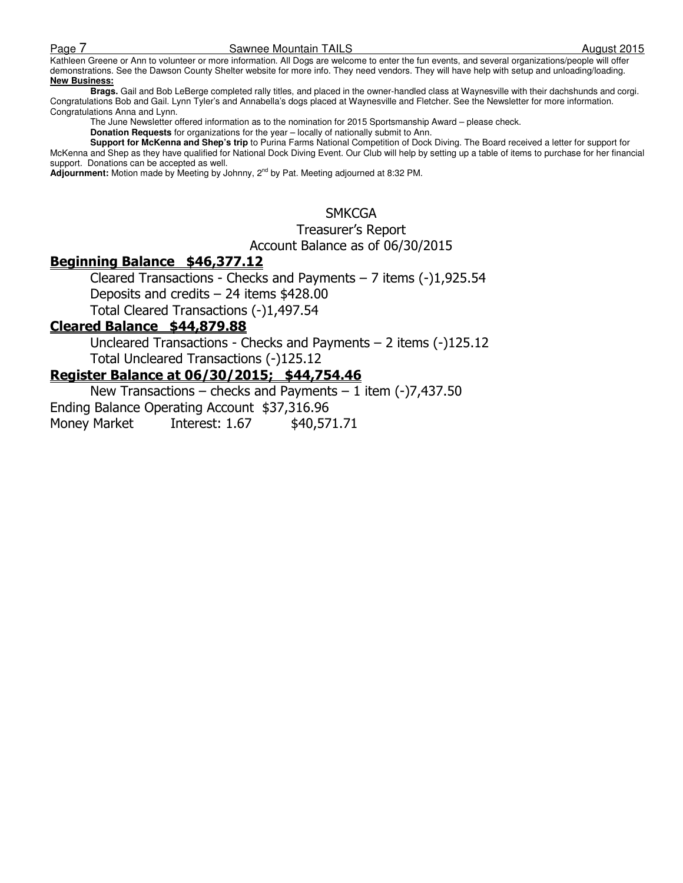Kathleen Greene or Ann to volunteer or more information. All Dogs are welcome to enter the fun events, and several organizations/people will offer demonstrations. See the Dawson County Shelter website for more info. They need vendors. They will have help with setup and unloading/loading.

**New Business:**

**Brags.** Gail and Bob LeBerge completed rally titles, and placed in the owner-handled class at Waynesville with their dachshunds and corgi. Congratulations Bob and Gail. Lynn Tyler's and Annabella's dogs placed at Waynesville and Fletcher. See the Newsletter for more information. Congratulations Anna and Lynn.

The June Newsletter offered information as to the nomination for 2015 Sportsmanship Award – please check.

**Donation Requests** for organizations for the year – locally of nationally submit to Ann.

**Support for McKenna and Shep's trip** to Purina Farms National Competition of Dock Diving. The Board received a letter for support for McKenna and Shep as they have qualified for National Dock Diving Event. Our Club will help by setting up a table of items to purchase for her financial support. Donations can be accepted as well.

**Adjournment:** Motion made by Meeting by Johnny, 2nd by Pat. Meeting adjourned at 8:32 PM.

SMKCGA

Treasurer's Report

Account Balance as of 06/30/2015

**Beginning Balance $46,377.12**

Cleared Transactions - Checks and Payments – 7 items (-)1,925.54

Deposits and credits – 24 items $428.00

Total Cleared Transactions (-)1,497.54

**Cleared Balance $44,879.88**

Uncleared Transactions - Checks and Payments – 2 items (-)125.12

Total Uncleared Transactions (-)125.12

**Register Balance at 06/30/2015; $44,754.46**

New Transactions – checks and Payments – 1 item (-)7,437.50

Ending Balance Operating Account $37,316.96

Money Market Interest: 1.67 $40,571.71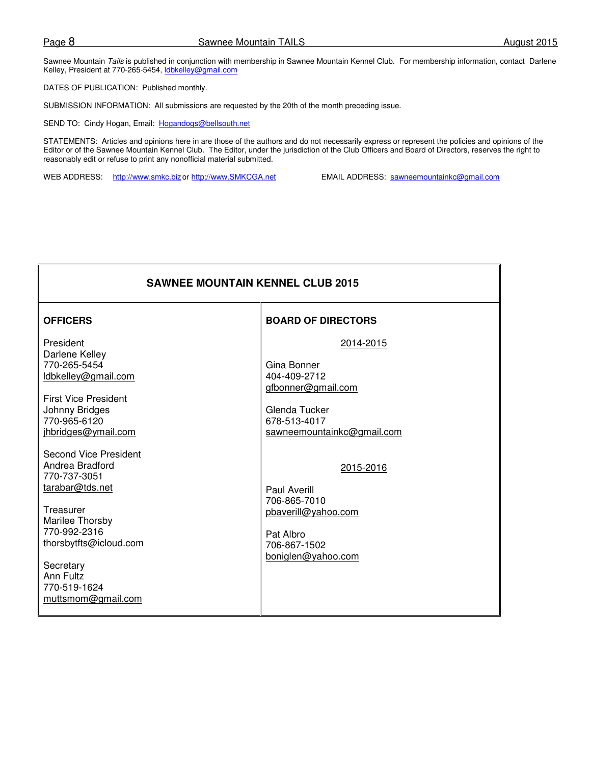Sawnee Mountain *Tails* is published in conjunction with membership in Sawnee Mountain Kennel Club. For membership information, contact Darlene Kelley, President at 770-265-5454, ldbkelley@gmail.com

DATES OF PUBLICATION: Published monthly.

SUBMISSION INFORMATION: All submissions are requested by the 20th of the month preceding issue.

SEND TO: Cindy Hogan, Email: Hogandogs@bellsouth.net

STATEMENTS: Articles and opinions here in are those of the authors and do not necessarily express or represent the policies and opinions of the Editor or of the Sawnee Mountain Kennel Club. The Editor, under the jurisdiction of the Club Officers and Board of Directors, reserves the right to reasonably edit or refuse to print any nonofficial material submitted.

WEB ADDRESS: http://www.smkc.biz or http://www.SMKCGA.net EMAIL ADDRESS: sawneemountainkc@gmail.com

## SAWNEE MOUNTAIN KENNEL CLUB 2015

### OFFICERS

President
Darlene Kelley
770-265-5454
ldbkelley@gmail.com

First Vice President
Johnny Bridges
770-965-6120
jhbridges@ymail.com

Second Vice President
Andrea Bradford
770-737-3051
tarabar@tds.net

Treasurer
Marilee Thorsby
770-992-2316
thorsbytfts@icloud.com

Secretary
Ann Fultz
770-519-1624
muttsmom@gmail.com

### BOARD OF DIRECTORS

2014-2015

Gina Bonner
404-409-2712
gfbonner@gmail.com

Glenda Tucker
678-513-4017
sawneemountainkc@gmail.com

2015-2016

Paul Averill
706-865-7010
pbaverill@yahoo.com

Pat Albro
706-867-1502
boniglen@yahoo.com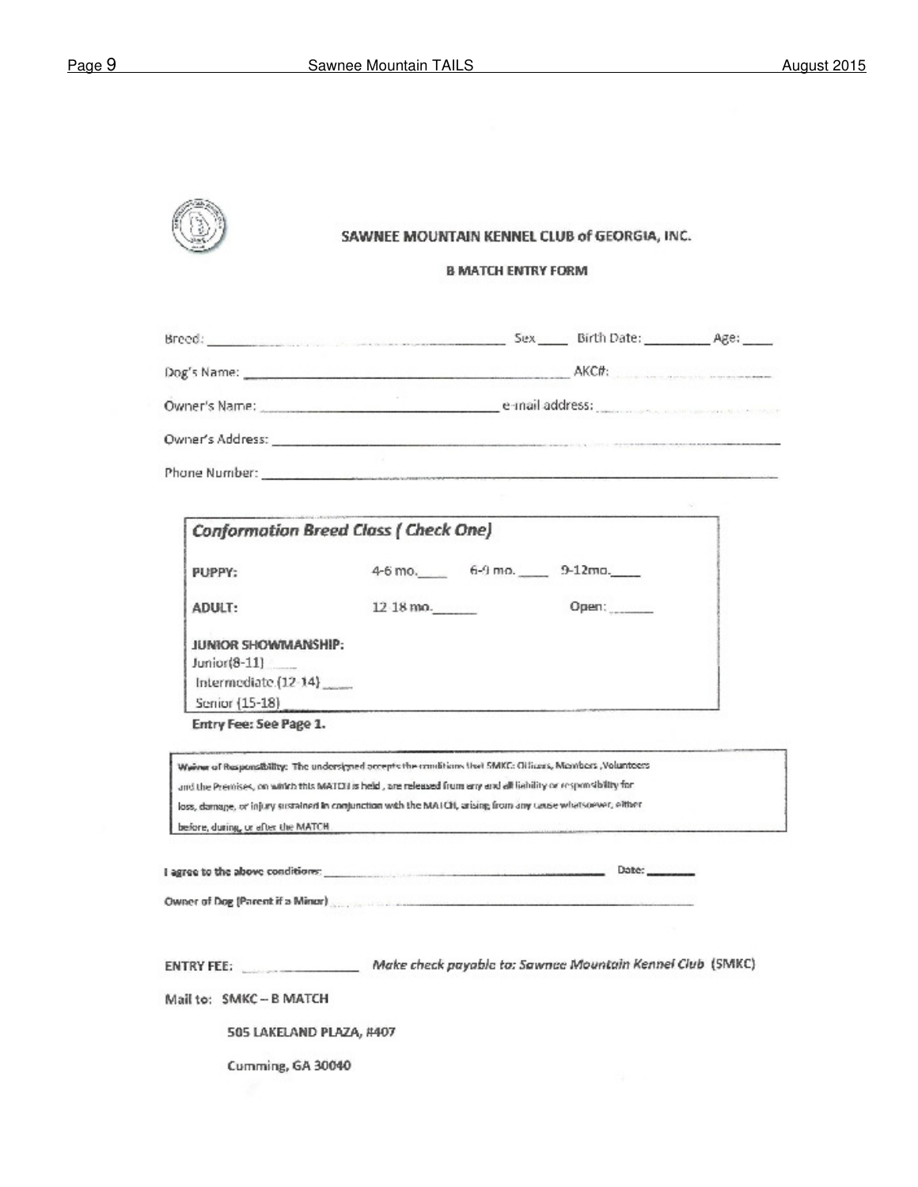# SAWNEE MOUNTAIN KENNEL CLUB of GEORGIA, INC.

## B MATCH ENTRY FORM

Breed: ______________________________ Sex ____ Birth Date: ________ Age: ____

Dog's Name: ______________________________ AKC#: ______________

Owner's Name: ______________________ e-mail address: ______________

Owner's Address: ______________________________________________

Phone Number: ______________________________________________

***Conformation Breed Class ( Check One)***

**PUPPY:** 4-6 mo.____ 6-9 mo. ____ 9-12mo.____

**ADULT:** 12 18 mo.______ Open: ______

**JUNIOR SHOWMANSHIP:**
Junior(8-11) ____
Intermediate (12-14) ____
Senior (15-18)

**Entry Fee: See Page 1.**

**Waiver of Responsibility:** The undersigned accepts the conditions that SMKC: Officers, Members ,Volunteers and the Premises, on which this MATCH is held , are released from any and all liability or responsibility for loss, damage, or injury sustained in conjunction with the MATCH, arising from any cause whatsoever, either before, during, or after the MATCH.

**I agree to the above conditions:** ______________________________ **Date:** ________

**Owner of Dog (Parent if a Minor)** ______________________________

**ENTRY FEE:** ______________ *Make check payable to: Sawnee Mountain Kennel Club* (SMKC)

**Mail to: SMKC – B MATCH**

**505 LAKELAND PLAZA, #407**

**Cumming, GA 30040**